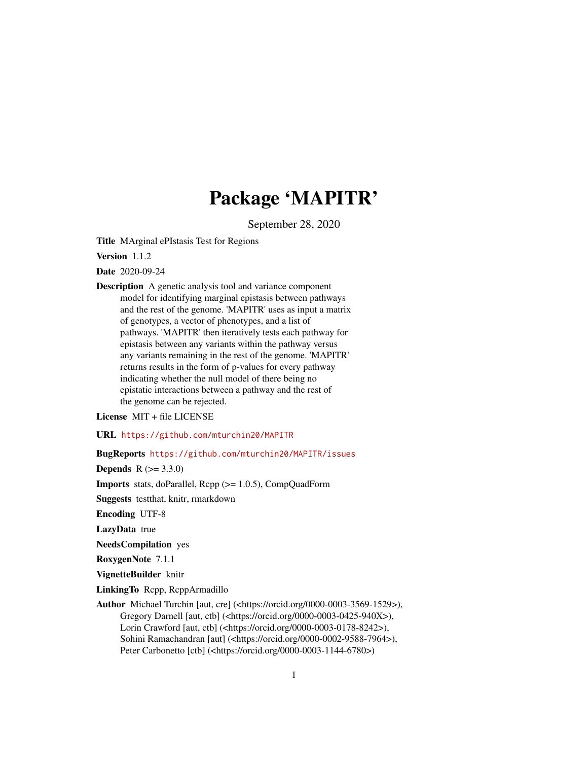# Package 'MAPITR'

September 28, 2020

**Title** MArginal ePIstasis Test for Regions

**Version** 1.1.2

**Date** 2020-09-24

**Description** A genetic analysis tool and variance component model for identifying marginal epistasis between pathways and the rest of the genome. 'MAPITR' uses as input a matrix of genotypes, a vector of phenotypes, and a list of pathways. 'MAPITR' then iteratively tests each pathway for epistasis between any variants within the pathway versus any variants remaining in the rest of the genome. 'MAPITR' returns results in the form of p-values for every pathway indicating whether the null model of there being no epistatic interactions between a pathway and the rest of the genome can be rejected.

**License** MIT + file LICENSE

**URL** https://github.com/mturchin20/MAPITR

**BugReports** https://github.com/mturchin20/MAPITR/issues

**Depends** R (>= 3.3.0)

**Imports** stats, doParallel, Rcpp (>= 1.0.5), CompQuadForm

**Suggests** testthat, knitr, rmarkdown

**Encoding** UTF-8

**LazyData** true

**NeedsCompilation** yes

**RoxygenNote** 7.1.1

**VignetteBuilder** knitr

**LinkingTo** Rcpp, RcppArmadillo

**Author** Michael Turchin [aut, cre] (<https://orcid.org/0000-0003-3569-1529>), Gregory Darnell [aut, ctb] (<https://orcid.org/0000-0003-0425-940X>), Lorin Crawford [aut, ctb] (<https://orcid.org/0000-0003-0178-8242>), Sohini Ramachandran [aut] (<https://orcid.org/0000-0002-9588-7964>), Peter Carbonetto [ctb] (<https://orcid.org/0000-0003-1144-6780>)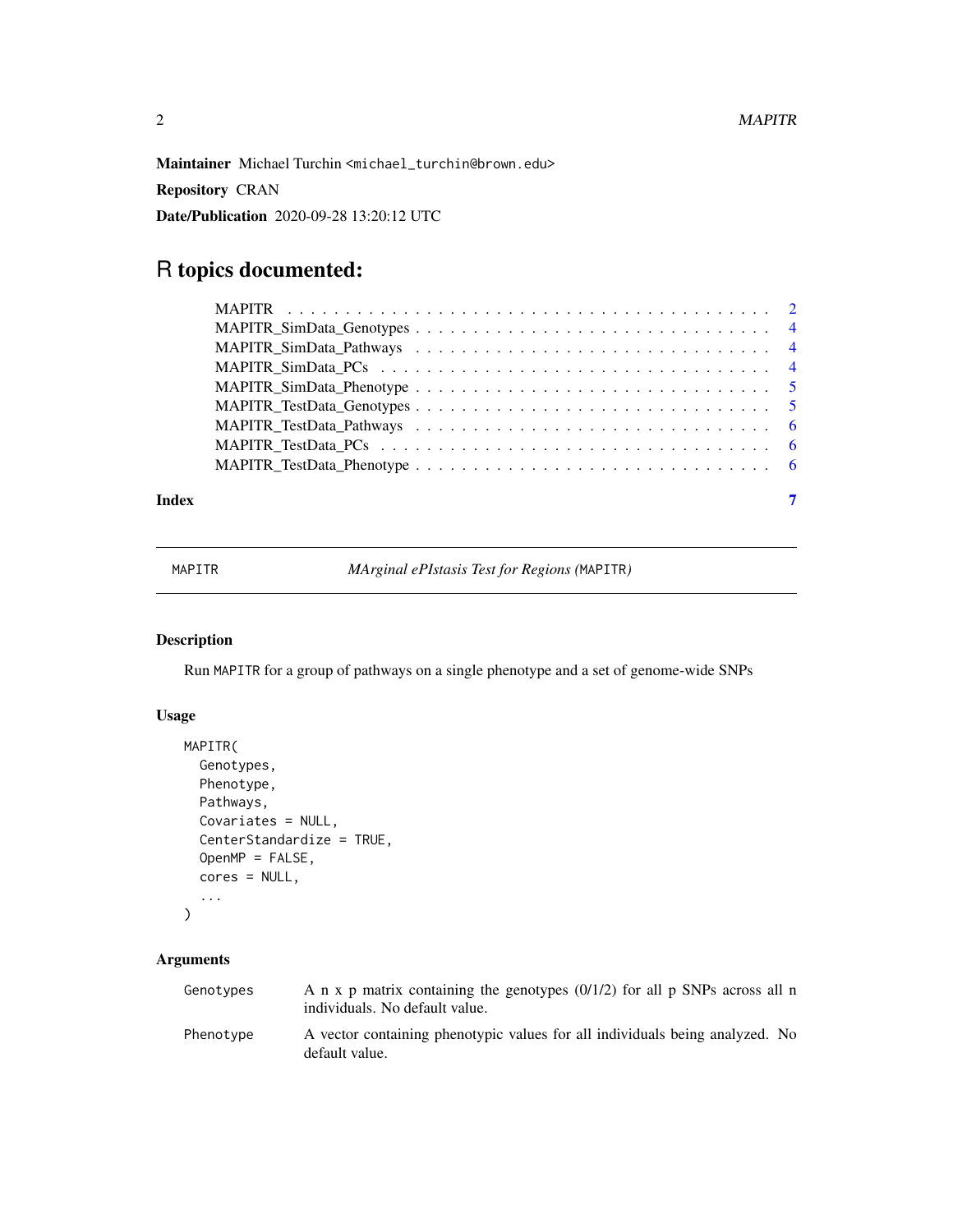**Maintainer** Michael Turchin <michael_turchin@brown.edu>

**Repository** CRAN

**Date/Publication** 2020-09-28 13:20:12 UTC

# R topics documented:

| | |
|---|---|
| MAPITR | 2 |
| MAPITR_SimData_Genotypes | 4 |
| MAPITR_SimData_Pathways | 4 |
| MAPITR_SimData_PCs | 4 |
| MAPITR_SimData_Phenotype | 5 |
| MAPITR_TestData_Genotypes | 5 |
| MAPITR_TestData_Pathways | 6 |
| MAPITR_TestData_PCs | 6 |
| MAPITR_TestData_Phenotype | 6 |
| **Index** | **7** |

---

MAPITR &nbsp;&nbsp;&nbsp;&nbsp; *MArginal ePIstasis Test for Regions (*MAPITR*)*

---

### Description

Run MAPITR for a group of pathways on a single phenotype and a set of genome-wide SNPs

### Usage

```
MAPITR(
  Genotypes,
  Phenotype,
  Pathways,
  Covariates = NULL,
  CenterStandardize = TRUE,
  OpenMP = FALSE,
  cores = NULL,
  ...
)
```

### Arguments

| | |
|---|---|
| Genotypes | A n x p matrix containing the genotypes (0/1/2) for all p SNPs across all n individuals. No default value. |
| Phenotype | A vector containing phenotypic values for all individuals being analyzed. No default value. |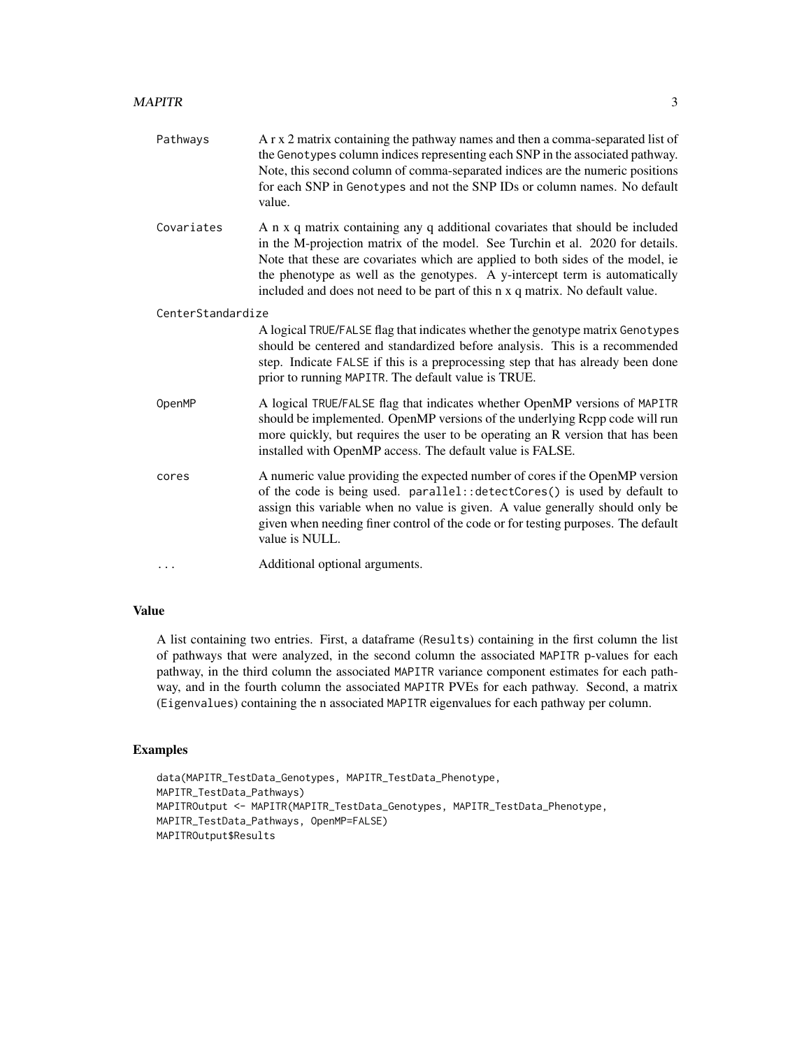`Pathways`
: A r x 2 matrix containing the pathway names and then a comma-separated list of the `Genotypes` column indices representing each SNP in the associated pathway. Note, this second column of comma-separated indices are the numeric positions for each SNP in `Genotypes` and not the SNP IDs or column names. No default value.

`Covariates`
: A n x q matrix containing any q additional covariates that should be included in the M-projection matrix of the model. See Turchin et al. 2020 for details. Note that these are covariates which are applied to both sides of the model, ie the phenotype as well as the genotypes. A y-intercept term is automatically included and does not need to be part of this n x q matrix. No default value.

`CenterStandardize`
: A logical `TRUE`/`FALSE` flag that indicates whether the genotype matrix `Genotypes` should be centered and standardized before analysis. This is a recommended step. Indicate `FALSE` if this is a preprocessing step that has already been done prior to running `MAPITR`. The default value is TRUE.

`OpenMP`
: A logical `TRUE`/`FALSE` flag that indicates whether OpenMP versions of `MAPITR` should be implemented. OpenMP versions of the underlying Rcpp code will run more quickly, but requires the user to be operating an R version that has been installed with OpenMP access. The default value is FALSE.

`cores`
: A numeric value providing the expected number of cores if the OpenMP version of the code is being used. `parallel::detectCores()` is used by default to assign this variable when no value is given. A value generally should only be given when needing finer control of the code or for testing purposes. The default value is NULL.

`...`
: Additional optional arguments.

## Value

A list containing two entries. First, a dataframe (`Results`) containing in the first column the list of pathways that were analyzed, in the second column the associated `MAPITR` p-values for each pathway, in the third column the associated `MAPITR` variance component estimates for each pathway, and in the fourth column the associated `MAPITR` PVEs for each pathway. Second, a matrix (`Eigenvalues`) containing the n associated `MAPITR` eigenvalues for each pathway per column.

## Examples

```
data(MAPITR_TestData_Genotypes, MAPITR_TestData_Phenotype,
MAPITR_TestData_Pathways)
MAPITROutput <- MAPITR(MAPITR_TestData_Genotypes, MAPITR_TestData_Phenotype,
MAPITR_TestData_Pathways, OpenMP=FALSE)
MAPITROutput$Results
```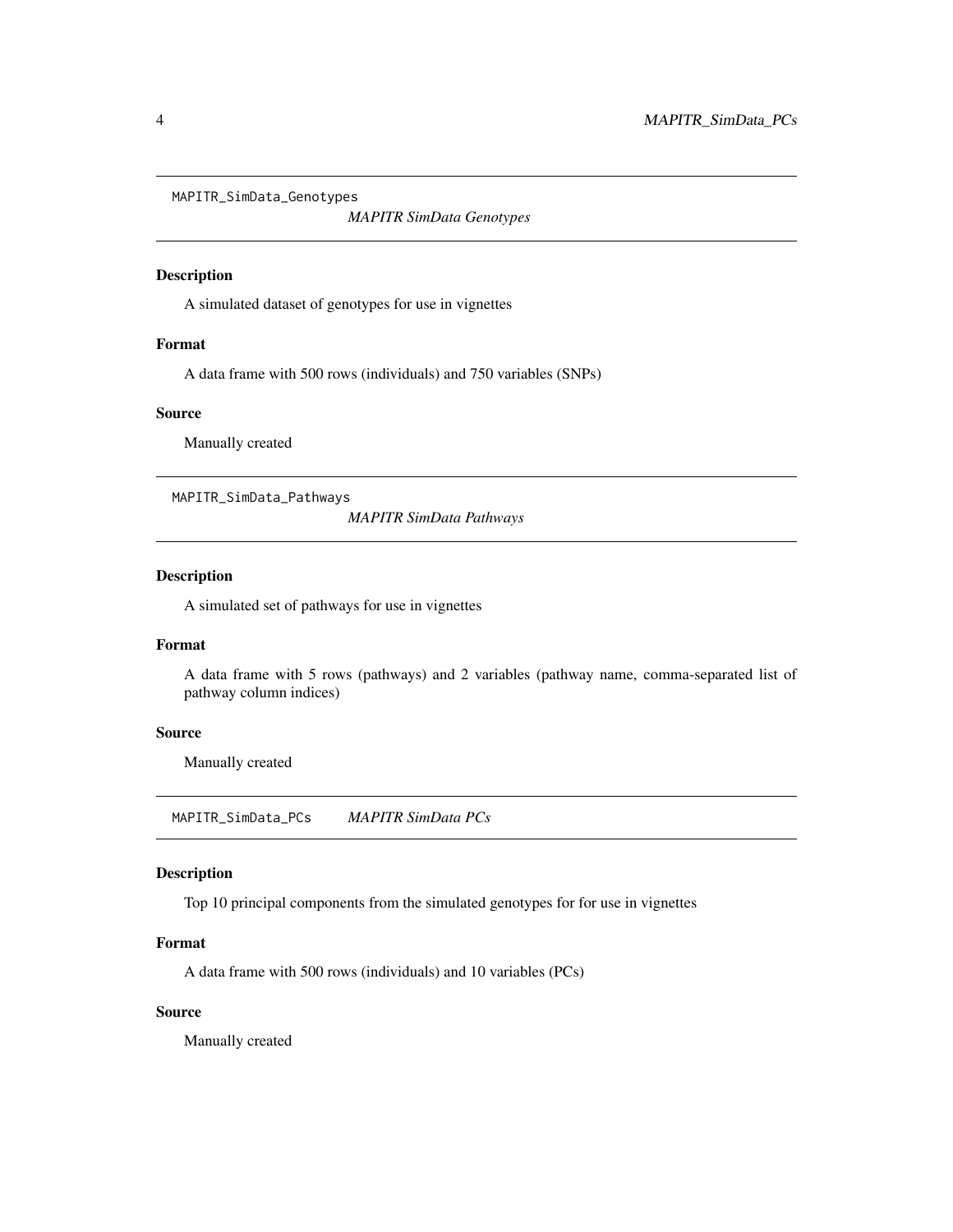## MAPITR_SimData_Genotypes

*MAPITR SimData Genotypes*

### Description

A simulated dataset of genotypes for use in vignettes

### Format

A data frame with 500 rows (individuals) and 750 variables (SNPs)

### Source

Manually created

## MAPITR_SimData_Pathways

*MAPITR SimData Pathways*

### Description

A simulated set of pathways for use in vignettes

### Format

A data frame with 5 rows (pathways) and 2 variables (pathway name, comma-separated list of pathway column indices)

### Source

Manually created

## MAPITR_SimData_PCs

*MAPITR SimData PCs*

### Description

Top 10 principal components from the simulated genotypes for for use in vignettes

### Format

A data frame with 500 rows (individuals) and 10 variables (PCs)

### Source

Manually created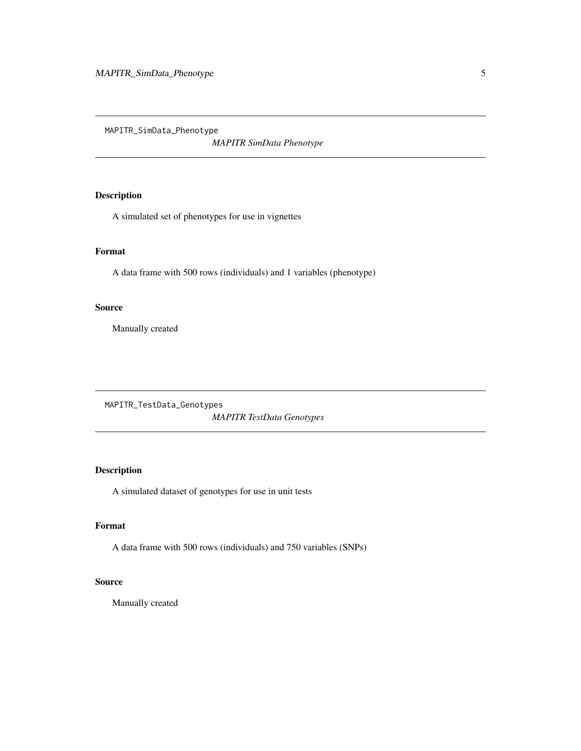## MAPITR_SimData_Phenotype

*MAPITR SimData Phenotype*

### Description

A simulated set of phenotypes for use in vignettes

### Format

A data frame with 500 rows (individuals) and 1 variables (phenotype)

### Source

Manually created

## MAPITR_TestData_Genotypes

*MAPITR TestData Genotypes*

### Description

A simulated dataset of genotypes for use in unit tests

### Format

A data frame with 500 rows (individuals) and 750 variables (SNPs)

### Source

Manually created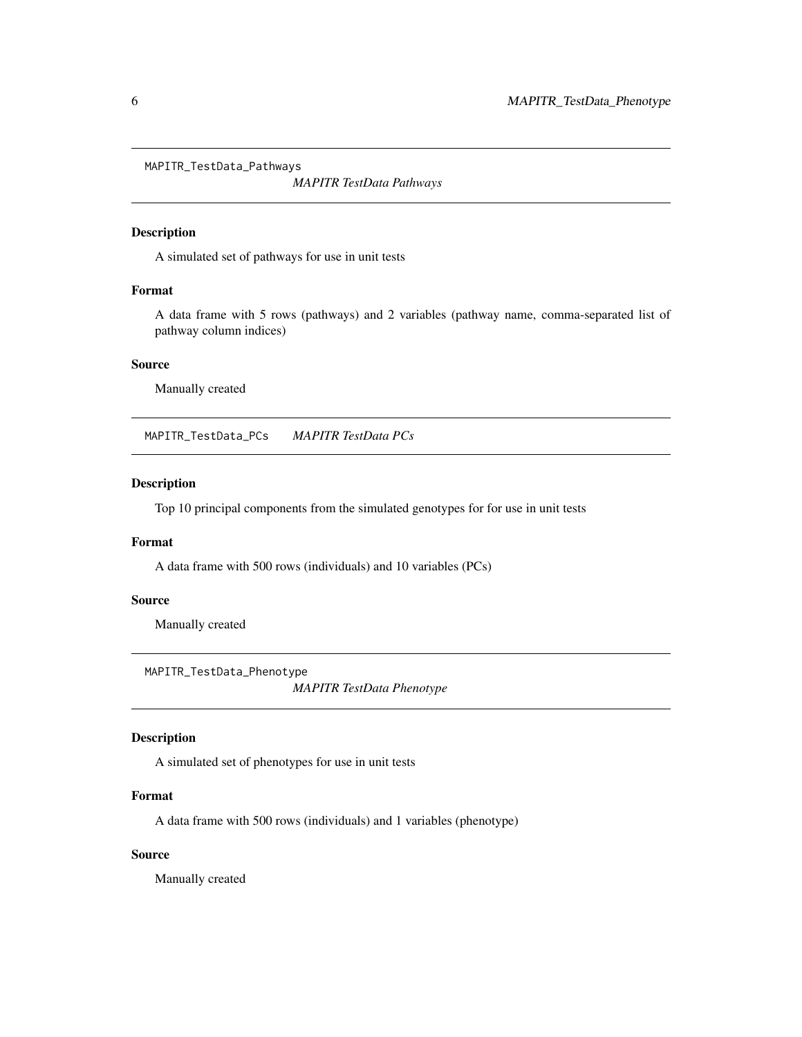## MAPITR_TestData_Pathways

*MAPITR TestData Pathways*

### Description

A simulated set of pathways for use in unit tests

### Format

A data frame with 5 rows (pathways) and 2 variables (pathway name, comma-separated list of pathway column indices)

### Source

Manually created

## MAPITR_TestData_PCs

*MAPITR TestData PCs*

### Description

Top 10 principal components from the simulated genotypes for for use in unit tests

### Format

A data frame with 500 rows (individuals) and 10 variables (PCs)

### Source

Manually created

## MAPITR_TestData_Phenotype

*MAPITR TestData Phenotype*

### Description

A simulated set of phenotypes for use in unit tests

### Format

A data frame with 500 rows (individuals) and 1 variables (phenotype)

### Source

Manually created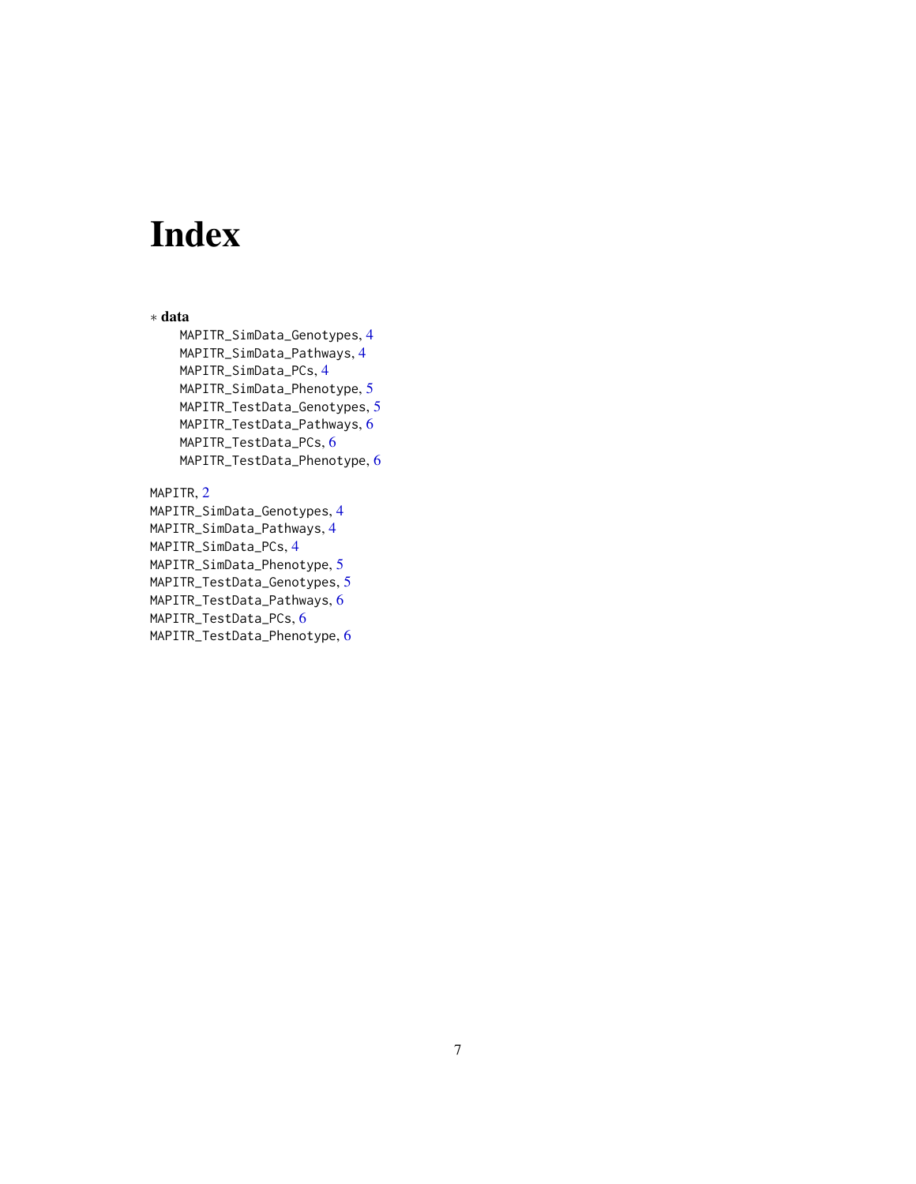# Index

∗ **data**

MAPITR_SimData_Genotypes, 4
MAPITR_SimData_Pathways, 4
MAPITR_SimData_PCs, 4
MAPITR_SimData_Phenotype, 5
MAPITR_TestData_Genotypes, 5
MAPITR_TestData_Pathways, 6
MAPITR_TestData_PCs, 6
MAPITR_TestData_Phenotype, 6

MAPITR, 2
MAPITR_SimData_Genotypes, 4
MAPITR_SimData_Pathways, 4
MAPITR_SimData_PCs, 4
MAPITR_SimData_Phenotype, 5
MAPITR_TestData_Genotypes, 5
MAPITR_TestData_Pathways, 6
MAPITR_TestData_PCs, 6
MAPITR_TestData_Phenotype, 6